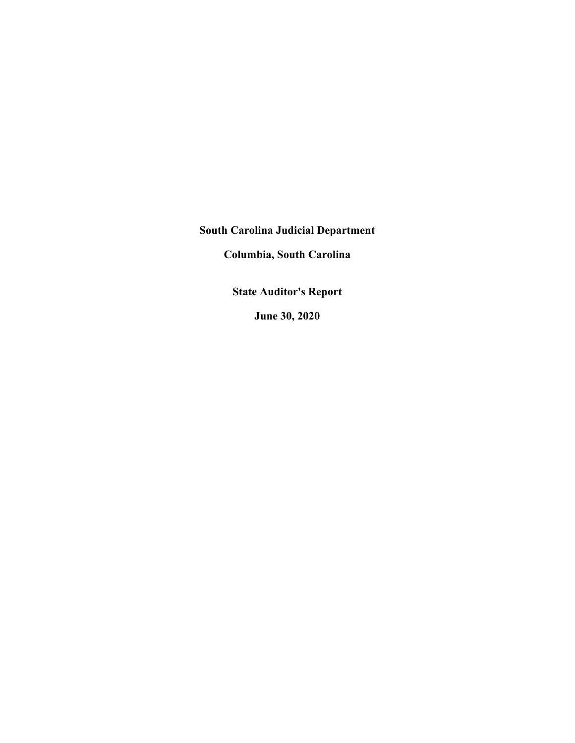**South Carolina Judicial Department**

**Columbia, South Carolina**

**State Auditor's Report**

**June 30, 2020**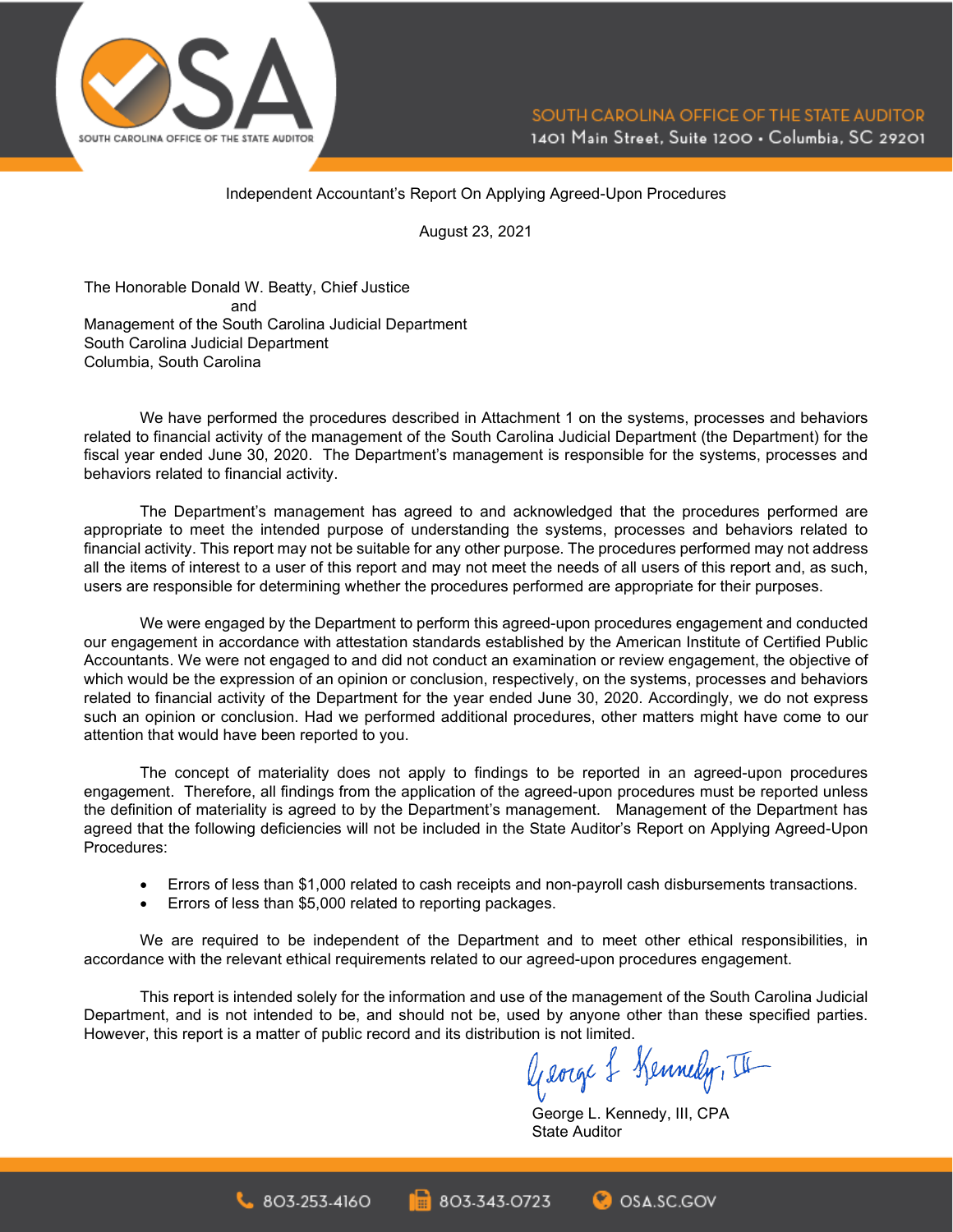SOUTH CAROLINA OFFICE OF THE STATE AUDITOR
1401 Main Street, Suite 1200 • Columbia, SC 29201

Independent Accountant's Report On Applying Agreed-Upon Procedures

August 23, 2021

The Honorable Donald W. Beatty, Chief Justice
and
Management of the South Carolina Judicial Department
South Carolina Judicial Department
Columbia, South Carolina

We have performed the procedures described in Attachment 1 on the systems, processes and behaviors related to financial activity of the management of the South Carolina Judicial Department (the Department) for the fiscal year ended June 30, 2020. The Department's management is responsible for the systems, processes and behaviors related to financial activity.

The Department's management has agreed to and acknowledged that the procedures performed are appropriate to meet the intended purpose of understanding the systems, processes and behaviors related to financial activity. This report may not be suitable for any other purpose. The procedures performed may not address all the items of interest to a user of this report and may not meet the needs of all users of this report and, as such, users are responsible for determining whether the procedures performed are appropriate for their purposes.

We were engaged by the Department to perform this agreed-upon procedures engagement and conducted our engagement in accordance with attestation standards established by the American Institute of Certified Public Accountants. We were not engaged to and did not conduct an examination or review engagement, the objective of which would be the expression of an opinion or conclusion, respectively, on the systems, processes and behaviors related to financial activity of the Department for the year ended June 30, 2020. Accordingly, we do not express such an opinion or conclusion. Had we performed additional procedures, other matters might have come to our attention that would have been reported to you.

The concept of materiality does not apply to findings to be reported in an agreed-upon procedures engagement. Therefore, all findings from the application of the agreed-upon procedures must be reported unless the definition of materiality is agreed to by the Department's management. Management of the Department has agreed that the following deficiencies will not be included in the State Auditor's Report on Applying Agreed-Upon Procedures:

- Errors of less than $1,000 related to cash receipts and non-payroll cash disbursements transactions.
- Errors of less than $5,000 related to reporting packages.

We are required to be independent of the Department and to meet other ethical responsibilities, in accordance with the relevant ethical requirements related to our agreed-upon procedures engagement.

This report is intended solely for the information and use of the management of the South Carolina Judicial Department, and is not intended to be, and should not be, used by anyone other than these specified parties. However, this report is a matter of public record and its distribution is not limited.

George L. Kennedy, III, CPA
State Auditor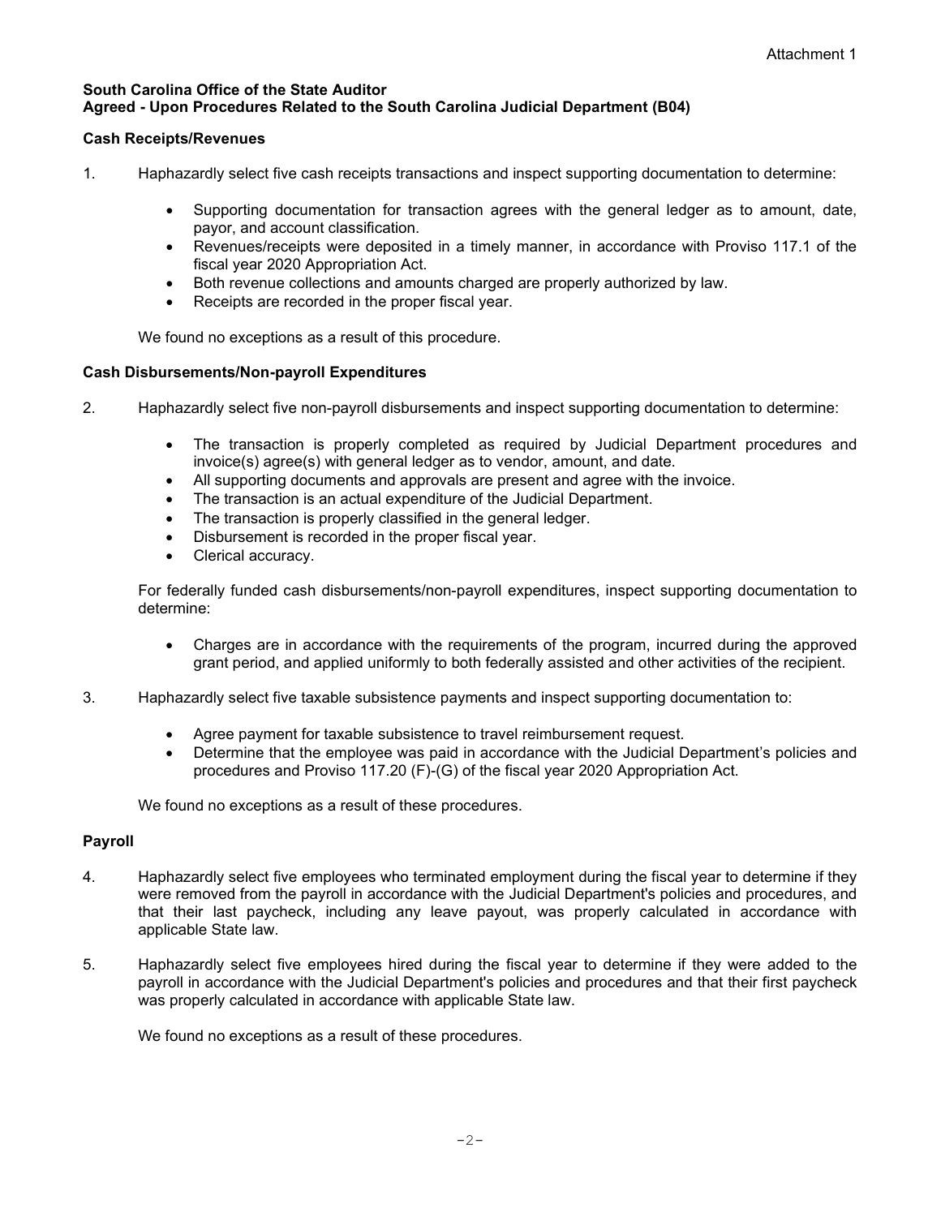Attachment 1

**South Carolina Office of the State Auditor**
**Agreed - Upon Procedures Related to the South Carolina Judicial Department (B04)**

**Cash Receipts/Revenues**

1. Haphazardly select five cash receipts transactions and inspect supporting documentation to determine:

   - Supporting documentation for transaction agrees with the general ledger as to amount, date, payor, and account classification.
   - Revenues/receipts were deposited in a timely manner, in accordance with Proviso 117.1 of the fiscal year 2020 Appropriation Act.
   - Both revenue collections and amounts charged are properly authorized by law.
   - Receipts are recorded in the proper fiscal year.

   We found no exceptions as a result of this procedure.

**Cash Disbursements/Non-payroll Expenditures**

2. Haphazardly select five non-payroll disbursements and inspect supporting documentation to determine:

   - The transaction is properly completed as required by Judicial Department procedures and invoice(s) agree(s) with general ledger as to vendor, amount, and date.
   - All supporting documents and approvals are present and agree with the invoice.
   - The transaction is an actual expenditure of the Judicial Department.
   - The transaction is properly classified in the general ledger.
   - Disbursement is recorded in the proper fiscal year.
   - Clerical accuracy.

   For federally funded cash disbursements/non-payroll expenditures, inspect supporting documentation to determine:

   - Charges are in accordance with the requirements of the program, incurred during the approved grant period, and applied uniformly to both federally assisted and other activities of the recipient.

3. Haphazardly select five taxable subsistence payments and inspect supporting documentation to:

   - Agree payment for taxable subsistence to travel reimbursement request.
   - Determine that the employee was paid in accordance with the Judicial Department's policies and procedures and Proviso 117.20 (F)-(G) of the fiscal year 2020 Appropriation Act.

   We found no exceptions as a result of these procedures.

**Payroll**

4. Haphazardly select five employees who terminated employment during the fiscal year to determine if they were removed from the payroll in accordance with the Judicial Department's policies and procedures, and that their last paycheck, including any leave payout, was properly calculated in accordance with applicable State law.

5. Haphazardly select five employees hired during the fiscal year to determine if they were added to the payroll in accordance with the Judicial Department's policies and procedures and that their first paycheck was properly calculated in accordance with applicable State law.

   We found no exceptions as a result of these procedures.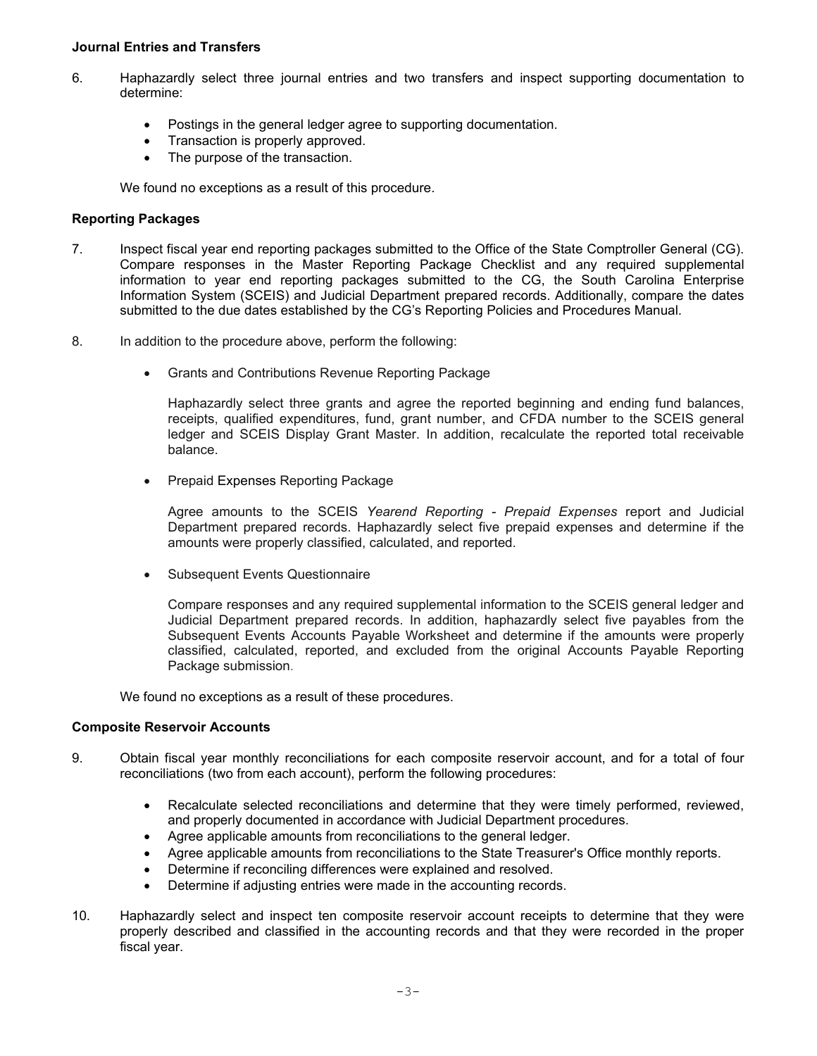**Journal Entries and Transfers**

6. Haphazardly select three journal entries and two transfers and inspect supporting documentation to determine:

    - Postings in the general ledger agree to supporting documentation.
    - Transaction is properly approved.
    - The purpose of the transaction.

    We found no exceptions as a result of this procedure.

**Reporting Packages**

7. Inspect fiscal year end reporting packages submitted to the Office of the State Comptroller General (CG). Compare responses in the Master Reporting Package Checklist and any required supplemental information to year end reporting packages submitted to the CG, the South Carolina Enterprise Information System (SCEIS) and Judicial Department prepared records. Additionally, compare the dates submitted to the due dates established by the CG's Reporting Policies and Procedures Manual.

8. In addition to the procedure above, perform the following:

    - Grants and Contributions Revenue Reporting Package

      Haphazardly select three grants and agree the reported beginning and ending fund balances, receipts, qualified expenditures, fund, grant number, and CFDA number to the SCEIS general ledger and SCEIS Display Grant Master. In addition, recalculate the reported total receivable balance.

    - Prepaid Expenses Reporting Package

      Agree amounts to the SCEIS *Yearend Reporting - Prepaid Expenses* report and Judicial Department prepared records. Haphazardly select five prepaid expenses and determine if the amounts were properly classified, calculated, and reported.

    - Subsequent Events Questionnaire

      Compare responses and any required supplemental information to the SCEIS general ledger and Judicial Department prepared records. In addition, haphazardly select five payables from the Subsequent Events Accounts Payable Worksheet and determine if the amounts were properly classified, calculated, reported, and excluded from the original Accounts Payable Reporting Package submission.

    We found no exceptions as a result of these procedures.

**Composite Reservoir Accounts**

9. Obtain fiscal year monthly reconciliations for each composite reservoir account, and for a total of four reconciliations (two from each account), perform the following procedures:

    - Recalculate selected reconciliations and determine that they were timely performed, reviewed, and properly documented in accordance with Judicial Department procedures.
    - Agree applicable amounts from reconciliations to the general ledger.
    - Agree applicable amounts from reconciliations to the State Treasurer's Office monthly reports.
    - Determine if reconciling differences were explained and resolved.
    - Determine if adjusting entries were made in the accounting records.

10. Haphazardly select and inspect ten composite reservoir account receipts to determine that they were properly described and classified in the accounting records and that they were recorded in the proper fiscal year.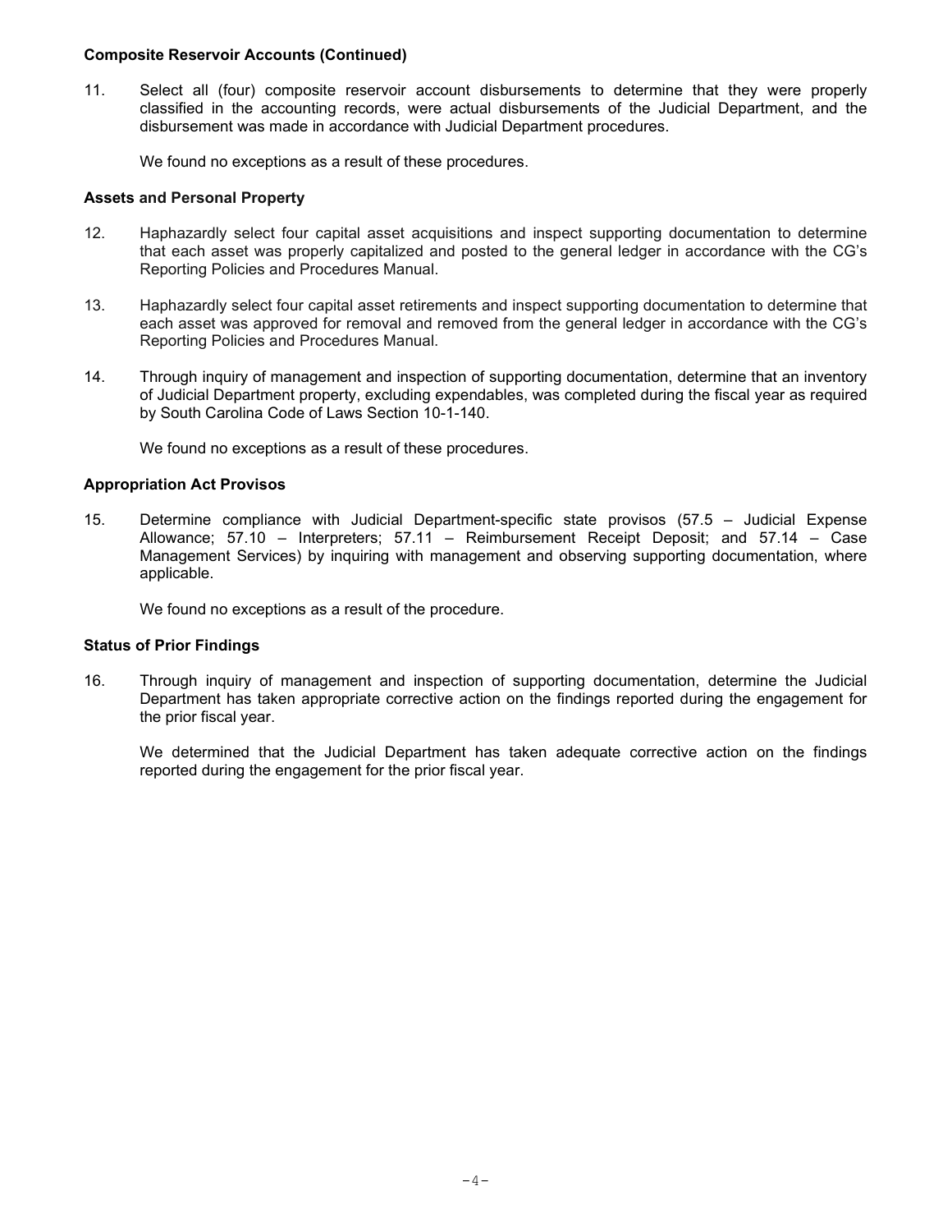**Composite Reservoir Accounts (Continued)**

11. Select all (four) composite reservoir account disbursements to determine that they were properly classified in the accounting records, were actual disbursements of the Judicial Department, and the disbursement was made in accordance with Judicial Department procedures.

    We found no exceptions as a result of these procedures.

**Assets and Personal Property**

12. Haphazardly select four capital asset acquisitions and inspect supporting documentation to determine that each asset was properly capitalized and posted to the general ledger in accordance with the CG's Reporting Policies and Procedures Manual.

13. Haphazardly select four capital asset retirements and inspect supporting documentation to determine that each asset was approved for removal and removed from the general ledger in accordance with the CG's Reporting Policies and Procedures Manual.

14. Through inquiry of management and inspection of supporting documentation, determine that an inventory of Judicial Department property, excluding expendables, was completed during the fiscal year as required by South Carolina Code of Laws Section 10-1-140.

    We found no exceptions as a result of these procedures.

**Appropriation Act Provisos**

15. Determine compliance with Judicial Department-specific state provisos (57.5 – Judicial Expense Allowance; 57.10 – Interpreters; 57.11 – Reimbursement Receipt Deposit; and 57.14 – Case Management Services) by inquiring with management and observing supporting documentation, where applicable.

    We found no exceptions as a result of the procedure.

**Status of Prior Findings**

16. Through inquiry of management and inspection of supporting documentation, determine the Judicial Department has taken appropriate corrective action on the findings reported during the engagement for the prior fiscal year.

    We determined that the Judicial Department has taken adequate corrective action on the findings reported during the engagement for the prior fiscal year.